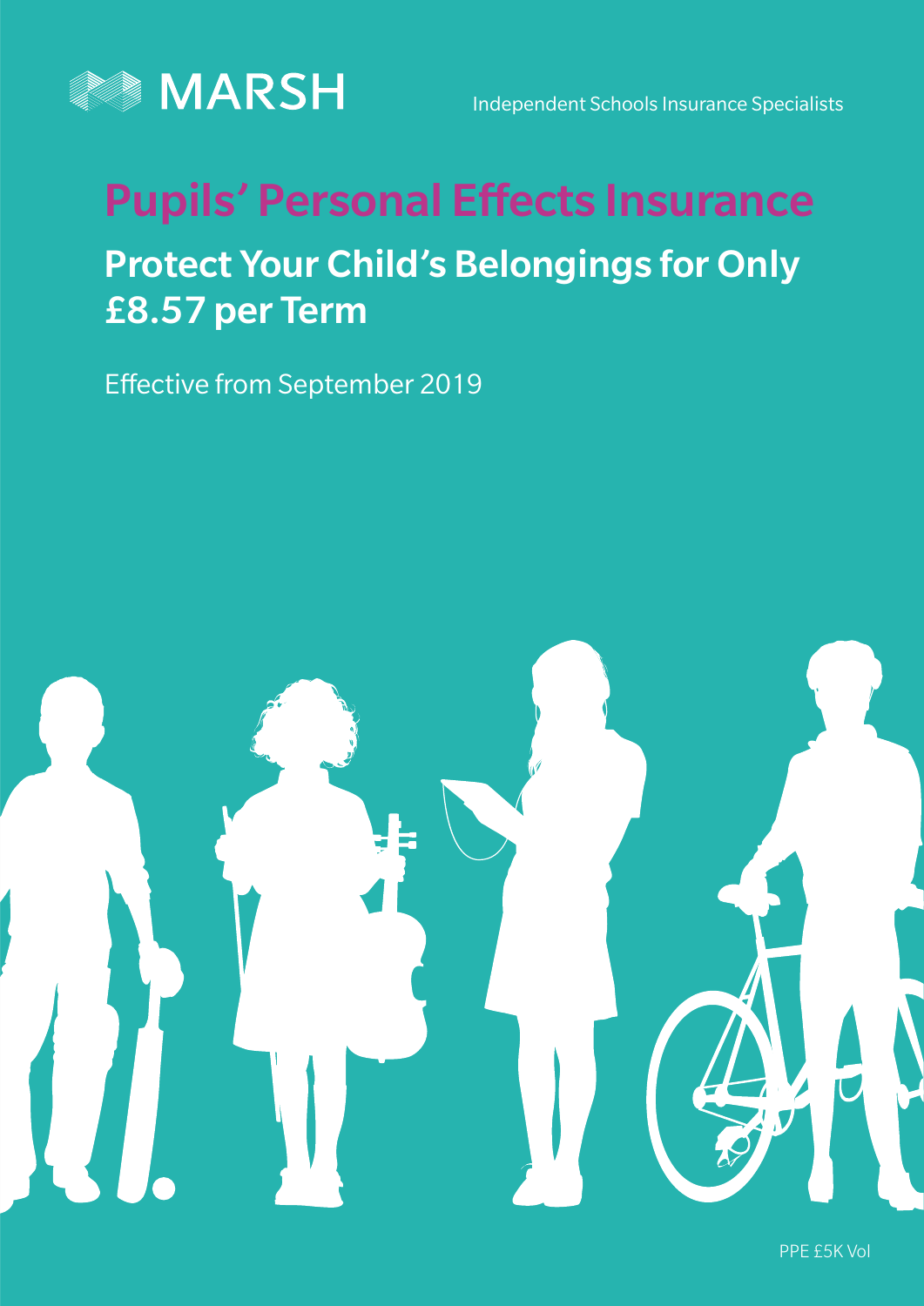MARSH

Independent Schools Insurance Specialists

# Pupils' Personal Effects Insurance

## Protect Your Child's Belongings for Only £8.57 per Term

Effective from September 2019

PPE £5K Vol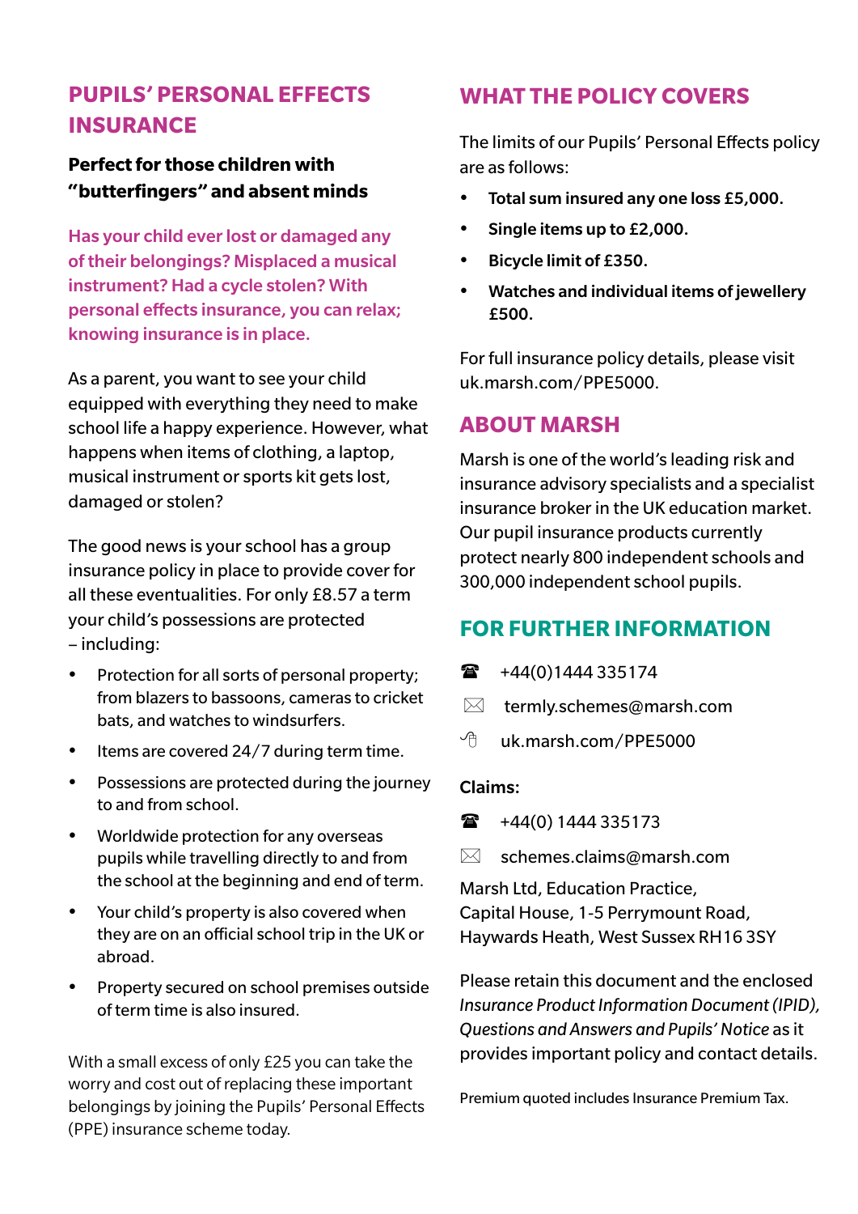## PUPILS' PERSONAL EFFECTS INSURANCE

**Perfect for those children with "butterfingers" and absent minds**

**Has your child ever lost or damaged any of their belongings? Misplaced a musical instrument? Had a cycle stolen? With personal effects insurance, you can relax; knowing insurance is in place.**

As a parent, you want to see your child equipped with everything they need to make school life a happy experience. However, what happens when items of clothing, a laptop, musical instrument or sports kit gets lost, damaged or stolen?

The good news is your school has a group insurance policy in place to provide cover for all these eventualities. For only £8.57 a term your child's possessions are protected – including:

- Protection for all sorts of personal property; from blazers to bassoons, cameras to cricket bats, and watches to windsurfers.
- Items are covered 24/7 during term time.
- Possessions are protected during the journey to and from school.
- Worldwide protection for any overseas pupils while travelling directly to and from the school at the beginning and end of term.
- Your child's property is also covered when they are on an official school trip in the UK or abroad.
- Property secured on school premises outside of term time is also insured.

With a small excess of only £25 you can take the worry and cost out of replacing these important belongings by joining the Pupils' Personal Effects (PPE) insurance scheme today.

## WHAT THE POLICY COVERS

The limits of our Pupils' Personal Effects policy are as follows:

- **Total sum insured any one loss £5,000.**
- **Single items up to £2,000.**
- **Bicycle limit of £350.**
- **Watches and individual items of jewellery £500.**

For full insurance policy details, please visit uk.marsh.com/PPE5000.

## ABOUT MARSH

Marsh is one of the world's leading risk and insurance advisory specialists and a specialist insurance broker in the UK education market. Our pupil insurance products currently protect nearly 800 independent schools and 300,000 independent school pupils.

## FOR FURTHER INFORMATION

☎ +44(0)1444 335174

✉ termly.schemes@marsh.com

uk.marsh.com/PPE5000

**Claims:**

☎ +44(0) 1444 335173

✉ schemes.claims@marsh.com

Marsh Ltd, Education Practice,
Capital House, 1-5 Perrymount Road,
Haywards Heath, West Sussex RH16 3SY

Please retain this document and the enclosed *Insurance Product Information Document (IPID), Questions and Answers and Pupils' Notice* as it provides important policy and contact details.

Premium quoted includes Insurance Premium Tax.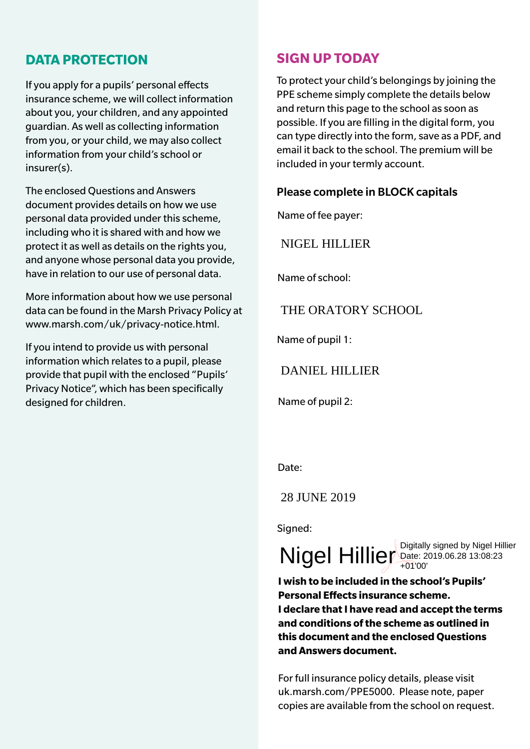## DATA PROTECTION

If you apply for a pupils' personal effects insurance scheme, we will collect information about you, your children, and any appointed guardian. As well as collecting information from you, or your child, we may also collect information from your child's school or insurer(s).

The enclosed Questions and Answers document provides details on how we use personal data provided under this scheme, including who it is shared with and how we protect it as well as details on the rights you, and anyone whose personal data you provide, have in relation to our use of personal data.

More information about how we use personal data can be found in the Marsh Privacy Policy at www.marsh.com/uk/privacy-notice.html.

If you intend to provide us with personal information which relates to a pupil, please provide that pupil with the enclosed "Pupils' Privacy Notice", which has been specifically designed for children.

## SIGN UP TODAY

To protect your child's belongings by joining the PPE scheme simply complete the details below and return this page to the school as soon as possible. If you are filling in the digital form, you can type directly into the form, save as a PDF, and email it back to the school. The premium will be included in your termly account.

**Please complete in BLOCK capitals**

Name of fee payer:

NIGEL HILLIER

Name of school:

THE ORATORY SCHOOL

Name of pupil 1:

DANIEL HILLIER

Name of pupil 2:

Date:

28 JUNE 2019

Signed:

Nigel Hillier — Digitally signed by Nigel Hillier Date: 2019.06.28 13:08:23 +01'00'

**I wish to be included in the school's Pupils' Personal Effects insurance scheme.**
**I declare that I have read and accept the terms and conditions of the scheme as outlined in this document and the enclosed Questions and Answers document.**

For full insurance policy details, please visit uk.marsh.com/PPE5000. Please note, paper copies are available from the school on request.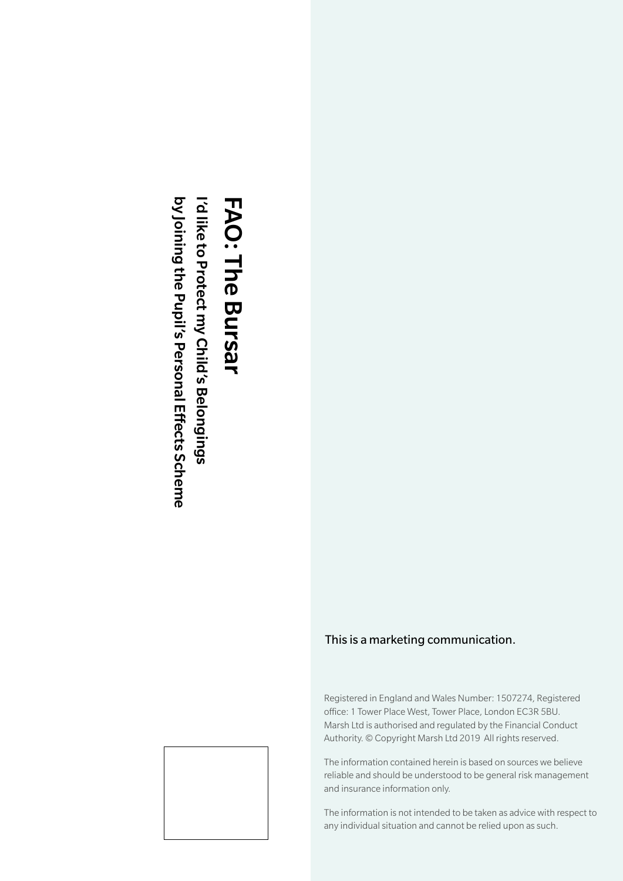# FAO: The Bursar

I'd like to Protect my Child's Belongings by Joining the Pupil's Personal Effects Scheme

This is a marketing communication.

Registered in England and Wales Number: 1507274, Registered office: 1 Tower Place West, Tower Place, London EC3R 5BU. Marsh Ltd is authorised and regulated by the Financial Conduct Authority. © Copyright Marsh Ltd 2019 All rights reserved.

The information contained herein is based on sources we believe reliable and should be understood to be general risk management and insurance information only.

The information is not intended to be taken as advice with respect to any individual situation and cannot be relied upon as such.